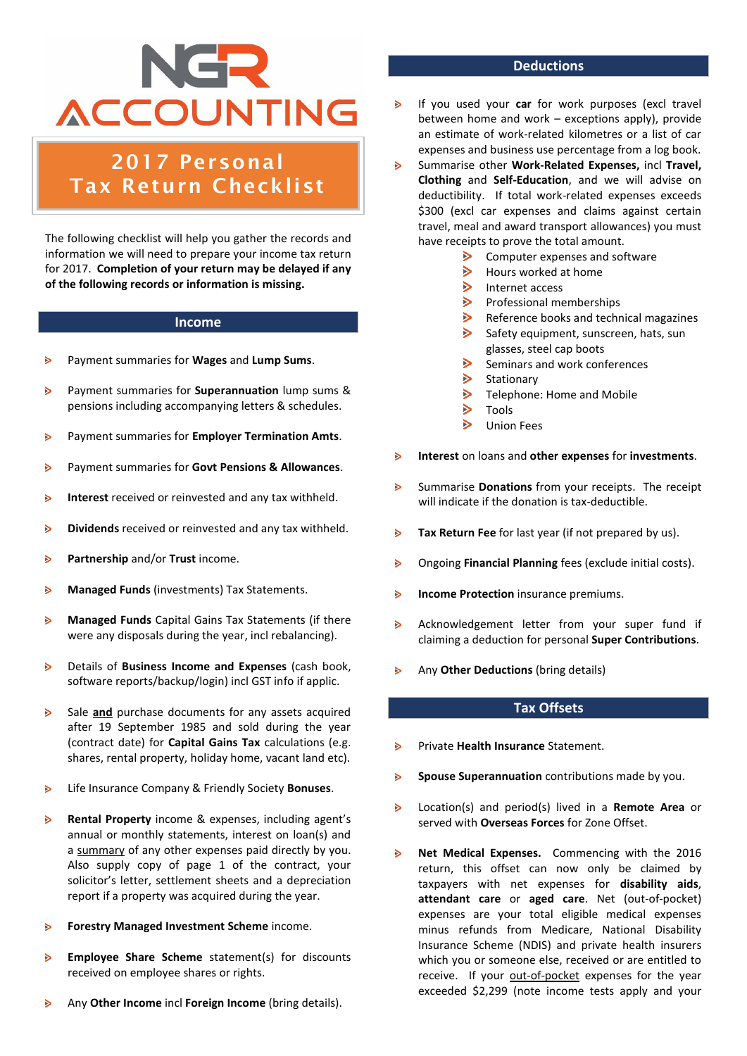# NGR ACCOUNTING

## 2017 Personal Tax Return Checklist

The following checklist will help you gather the records and information we will need to prepare your income tax return for 2017. **Completion of your return may be delayed if any of the following records or information is missing.**

## Income

- Payment summaries for **Wages** and **Lump Sums**.
- Payment summaries for **Superannuation** lump sums & pensions including accompanying letters & schedules.
- Payment summaries for **Employer Termination Amts**.
- Payment summaries for **Govt Pensions & Allowances**.
- **Interest** received or reinvested and any tax withheld.
- **Dividends** received or reinvested and any tax withheld.
- **Partnership** and/or **Trust** income.
- **Managed Funds** (investments) Tax Statements.
- **Managed Funds** Capital Gains Tax Statements (if there were any disposals during the year, incl rebalancing).
- Details of **Business Income and Expenses** (cash book, software reports/backup/login) incl GST info if applic.
- Sale **and** purchase documents for any assets acquired after 19 September 1985 and sold during the year (contract date) for **Capital Gains Tax** calculations (e.g. shares, rental property, holiday home, vacant land etc).
- Life Insurance Company & Friendly Society **Bonuses**.
- **Rental Property** income & expenses, including agent's annual or monthly statements, interest on loan(s) and a summary of any other expenses paid directly by you. Also supply copy of page 1 of the contract, your solicitor's letter, settlement sheets and a depreciation report if a property was acquired during the year.
- **Forestry Managed Investment Scheme** income.
- **Employee Share Scheme** statement(s) for discounts received on employee shares or rights.
- Any **Other Income** incl **Foreign Income** (bring details).

## Deductions

- If you used your **car** for work purposes (excl travel between home and work – exceptions apply), provide an estimate of work-related kilometres or a list of car expenses and business use percentage from a log book.
- Summarise other **Work-Related Expenses,** incl **Travel, Clothing** and **Self-Education**, and we will advise on deductibility. If total work-related expenses exceeds $300 (excl car expenses and claims against certain travel, meal and award transport allowances) you must have receipts to prove the total amount.
  - Computer expenses and software
  - Hours worked at home
  - Internet access
  - Professional memberships
  - Reference books and technical magazines
  - Safety equipment, sunscreen, hats, sun glasses, steel cap boots
  - Seminars and work conferences
  - Stationary
  - Telephone: Home and Mobile
  - Tools
  - Union Fees
- **Interest** on loans and **other expenses** for **investments**.
- Summarise **Donations** from your receipts. The receipt will indicate if the donation is tax-deductible.
- **Tax Return Fee** for last year (if not prepared by us).
- Ongoing **Financial Planning** fees (exclude initial costs).
- **Income Protection** insurance premiums.
- Acknowledgement letter from your super fund if claiming a deduction for personal **Super Contributions**.
- Any **Other Deductions** (bring details)

## Tax Offsets

- Private **Health Insurance** Statement.
- **Spouse Superannuation** contributions made by you.
- Location(s) and period(s) lived in a **Remote Area** or served with **Overseas Forces** for Zone Offset.
- **Net Medical Expenses.** Commencing with the 2016 return, this offset can now only be claimed by taxpayers with net expenses for **disability aids**, **attendant care** or **aged care**. Net (out-of-pocket) expenses are your total eligible medical expenses minus refunds from Medicare, National Disability Insurance Scheme (NDIS) and private health insurers which you or someone else, received or are entitled to receive. If your out-of-pocket expenses for the year exceeded $2,299 (note income tests apply and your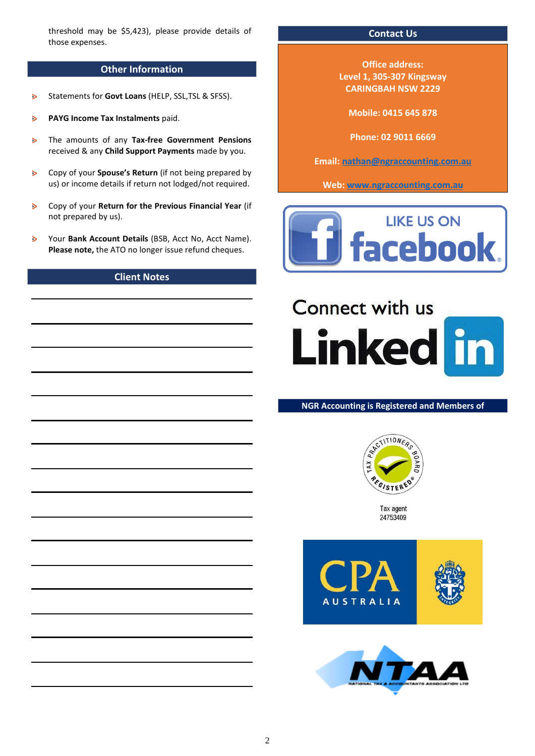threshold may be $5,423), please provide details of those expenses.

## Other Information

- Statements for **Govt Loans** (HELP, SSL,TSL & SFSS).
- **PAYG Income Tax Instalments** paid.
- The amounts of any **Tax-free Government Pensions** received & any **Child Support Payments** made by you.
- Copy of your **Spouse's Return** (if not being prepared by us) or income details if return not lodged/not required.
- Copy of your **Return for the Previous Financial Year** (if not prepared by us).
- Your **Bank Account Details** (BSB, Acct No, Acct Name). **Please note,** the ATO no longer issue refund cheques.

## Client Notes

## Contact Us

**Office address:**
**Level 1, 305-307 Kingsway**
**CARINGBAH NSW 2229**

**Mobile: 0415 645 878**

**Phone: 02 9011 6669**

**Email:** nathan@ngraccounting.com.au

**Web:** www.ngraccounting.com.au

LIKE US ON facebook

Connect with us Linked in

## NGR Accounting is Registered and Members of

TAX PRACTITIONERS BOARD REGISTERED

Tax agent
24753409

CPA AUSTRALIA

NTAA NATIONAL TAX & ACCOUNTANTS ASSOCIATION LTD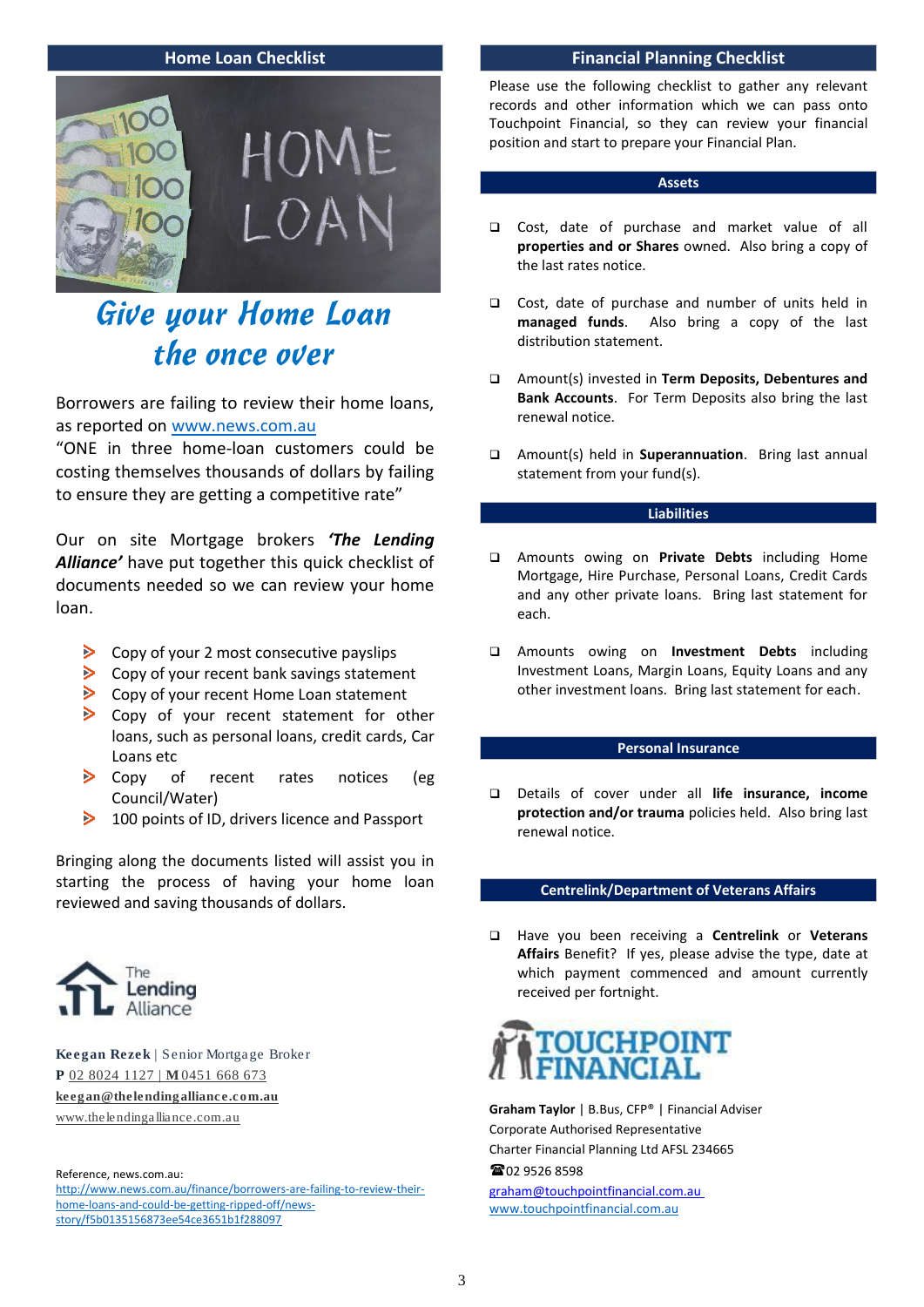## Home Loan Checklist

# *Give your Home Loan the once over*

Borrowers are failing to review their home loans, as reported on www.news.com.au
"ONE in three home-loan customers could be costing themselves thousands of dollars by failing to ensure they are getting a competitive rate"

Our on site Mortgage brokers ***'The Lending Alliance'*** have put together this quick checklist of documents needed so we can review your home loan.

- Copy of your 2 most consecutive payslips
- Copy of your recent bank savings statement
- Copy of your recent Home Loan statement
- Copy of your recent statement for other loans, such as personal loans, credit cards, Car Loans etc
- Copy of recent rates notices (eg Council/Water)
- 100 points of ID, drivers licence and Passport

Bringing along the documents listed will assist you in starting the process of having your home loan reviewed and saving thousands of dollars.

The Lending Alliance

**Keegan Rezek** | Senior Mortgage Broker
**P** 02 8024 1127 | **M** 0451 668 673
**keegan@thelendingalliance.com.au**
www.thelendingalliance.com.au

Reference, news.com.au:
http://www.news.com.au/finance/borrowers-are-failing-to-review-their-home-loans-and-could-be-getting-ripped-off/news-story/f5b0135156873ee54ce3651b1f288097

## Financial Planning Checklist

Please use the following checklist to gather any relevant records and other information which we can pass onto Touchpoint Financial, so they can review your financial position and start to prepare your Financial Plan.

### Assets

- ☐ Cost, date of purchase and market value of all **properties and or Shares** owned. Also bring a copy of the last rates notice.
- ☐ Cost, date of purchase and number of units held in **managed funds**. Also bring a copy of the last distribution statement.
- ☐ Amount(s) invested in **Term Deposits, Debentures and Bank Accounts**. For Term Deposits also bring the last renewal notice.
- ☐ Amount(s) held in **Superannuation**. Bring last annual statement from your fund(s).

### Liabilities

- ☐ Amounts owing on **Private Debts** including Home Mortgage, Hire Purchase, Personal Loans, Credit Cards and any other private loans. Bring last statement for each.
- ☐ Amounts owing on **Investment Debts** including Investment Loans, Margin Loans, Equity Loans and any other investment loans. Bring last statement for each.

### Personal Insurance

- ☐ Details of cover under all **life insurance, income protection and/or trauma** policies held. Also bring last renewal notice.

### Centrelink/Department of Veterans Affairs

- ☐ Have you been receiving a **Centrelink** or **Veterans Affairs** Benefit? If yes, please advise the type, date at which payment commenced and amount currently received per fortnight.

TOUCHPOINT FINANCIAL

**Graham Taylor** | B.Bus, CFP® | Financial Adviser
Corporate Authorised Representative
Charter Financial Planning Ltd AFSL 234665
☎02 9526 8598
graham@touchpointfinancial.com.au
www.touchpointfinancial.com.au